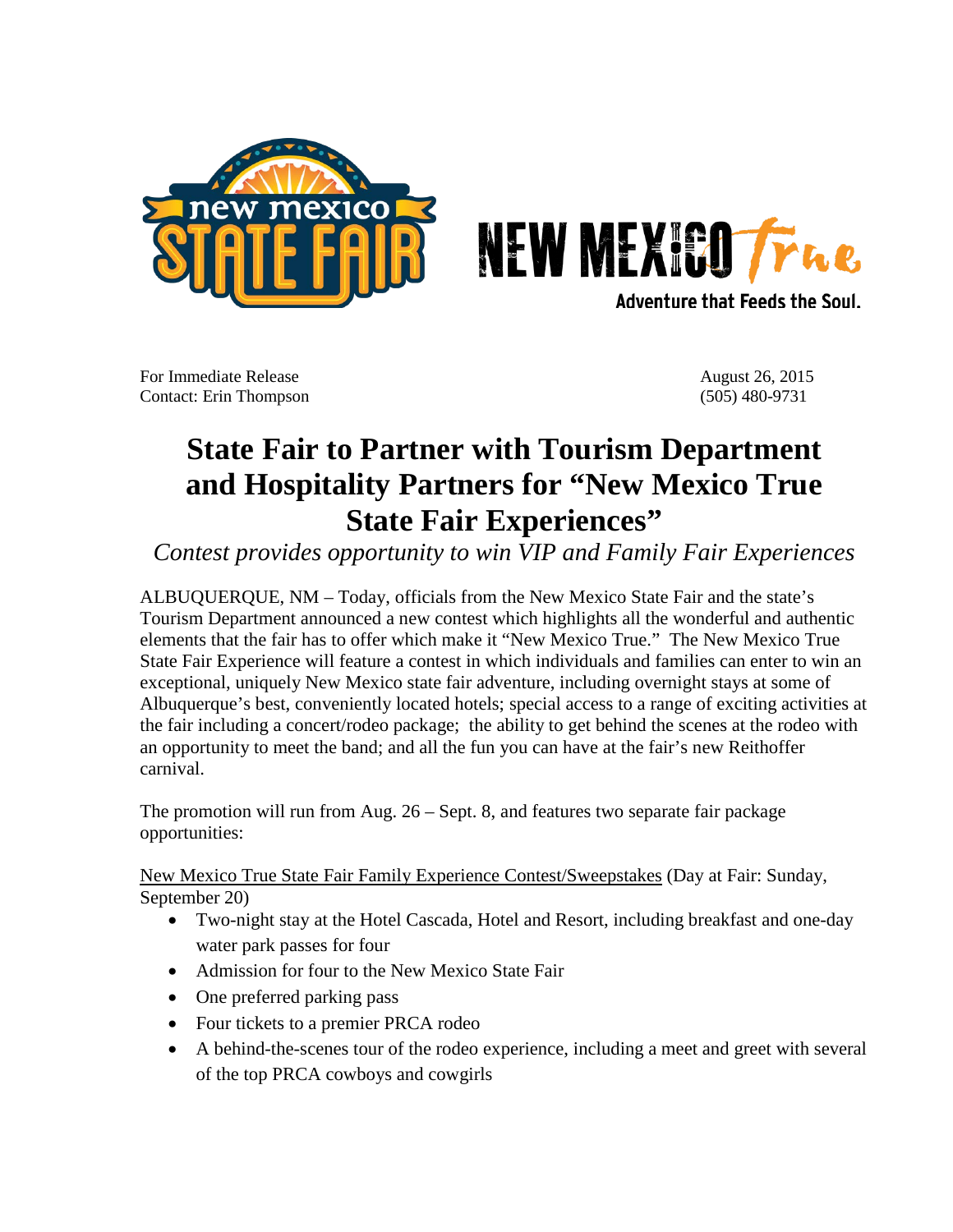For Immediate Release
Contact: Erin Thompson

August 26, 2015
(505) 480-9731

# State Fair to Partner with Tourism Department and Hospitality Partners for "New Mexico True State Fair Experiences"

*Contest provides opportunity to win VIP and Family Fair Experiences*

ALBUQUERQUE, NM – Today, officials from the New Mexico State Fair and the state's Tourism Department announced a new contest which highlights all the wonderful and authentic elements that the fair has to offer which make it "New Mexico True." The New Mexico True State Fair Experience will feature a contest in which individuals and families can enter to win an exceptional, uniquely New Mexico state fair adventure, including overnight stays at some of Albuquerque's best, conveniently located hotels; special access to a range of exciting activities at the fair including a concert/rodeo package; the ability to get behind the scenes at the rodeo with an opportunity to meet the band; and all the fun you can have at the fair's new Reithoffer carnival.

The promotion will run from Aug. 26 – Sept. 8, and features two separate fair package opportunities:

<u>New Mexico True State Fair Family Experience Contest/Sweepstakes</u> (Day at Fair: Sunday, September 20)

- Two-night stay at the Hotel Cascada, Hotel and Resort, including breakfast and one-day water park passes for four
- Admission for four to the New Mexico State Fair
- One preferred parking pass
- Four tickets to a premier PRCA rodeo
- A behind-the-scenes tour of the rodeo experience, including a meet and greet with several of the top PRCA cowboys and cowgirls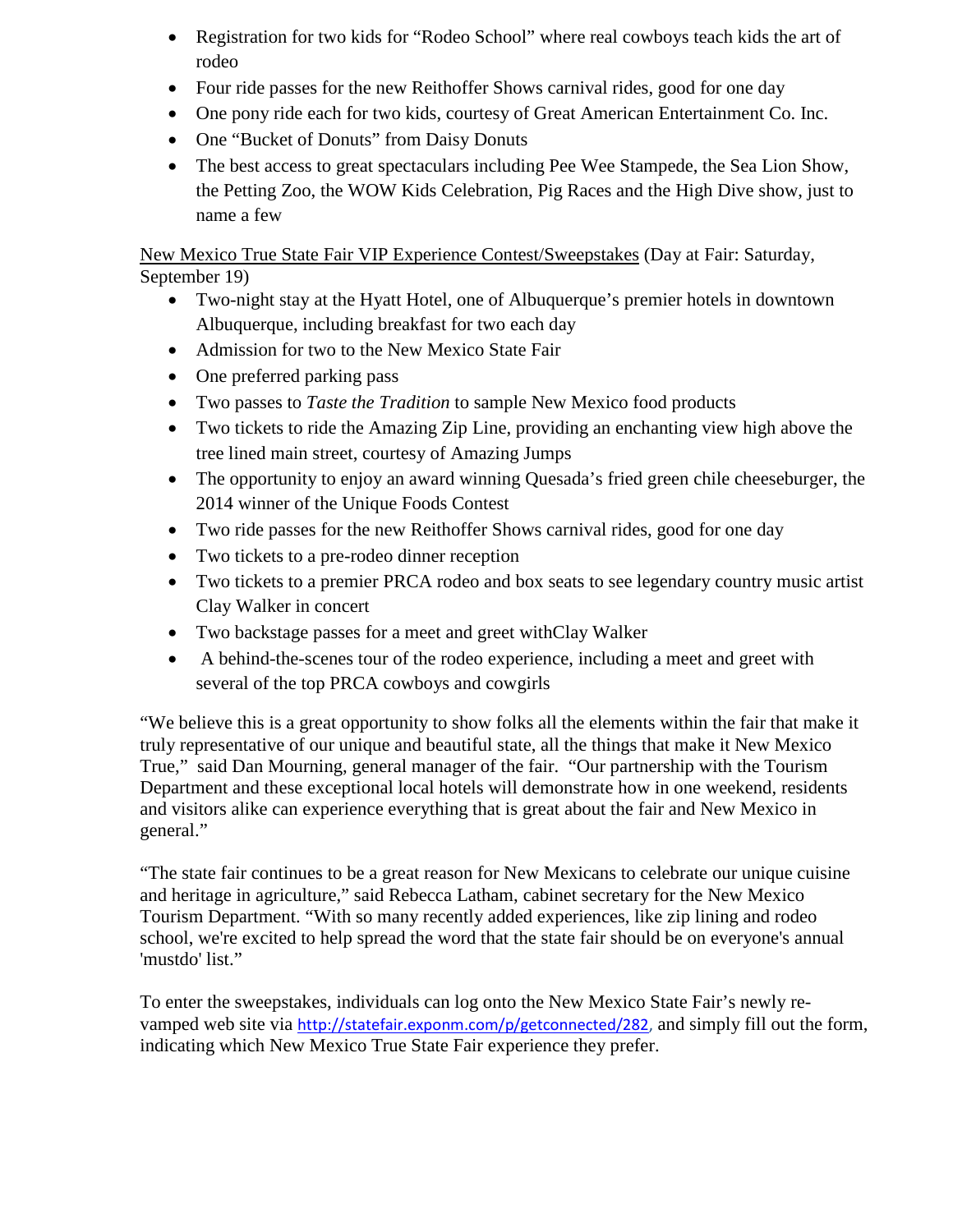- Registration for two kids for "Rodeo School" where real cowboys teach kids the art of rodeo
- Four ride passes for the new Reithoffer Shows carnival rides, good for one day
- One pony ride each for two kids, courtesy of Great American Entertainment Co. Inc.
- One "Bucket of Donuts" from Daisy Donuts
- The best access to great spectaculars including Pee Wee Stampede, the Sea Lion Show, the Petting Zoo, the WOW Kids Celebration, Pig Races and the High Dive show, just to name a few

New Mexico True State Fair VIP Experience Contest/Sweepstakes (Day at Fair: Saturday, September 19)

- Two-night stay at the Hyatt Hotel, one of Albuquerque's premier hotels in downtown Albuquerque, including breakfast for two each day
- Admission for two to the New Mexico State Fair
- One preferred parking pass
- Two passes to *Taste the Tradition* to sample New Mexico food products
- Two tickets to ride the Amazing Zip Line, providing an enchanting view high above the tree lined main street, courtesy of Amazing Jumps
- The opportunity to enjoy an award winning Quesada's fried green chile cheeseburger, the 2014 winner of the Unique Foods Contest
- Two ride passes for the new Reithoffer Shows carnival rides, good for one day
- Two tickets to a pre-rodeo dinner reception
- Two tickets to a premier PRCA rodeo and box seats to see legendary country music artist Clay Walker in concert
- Two backstage passes for a meet and greet withClay Walker
- A behind-the-scenes tour of the rodeo experience, including a meet and greet with several of the top PRCA cowboys and cowgirls

"We believe this is a great opportunity to show folks all the elements within the fair that make it truly representative of our unique and beautiful state, all the things that make it New Mexico True," said Dan Mourning, general manager of the fair. "Our partnership with the Tourism Department and these exceptional local hotels will demonstrate how in one weekend, residents and visitors alike can experience everything that is great about the fair and New Mexico in general."

"The state fair continues to be a great reason for New Mexicans to celebrate our unique cuisine and heritage in agriculture," said Rebecca Latham, cabinet secretary for the New Mexico Tourism Department. "With so many recently added experiences, like zip lining and rodeo school, we're excited to help spread the word that the state fair should be on everyone's annual 'mustdo' list."

To enter the sweepstakes, individuals can log onto the New Mexico State Fair's newly re-vamped web site via http://statefair.exponm.com/p/getconnected/282, and simply fill out the form, indicating which New Mexico True State Fair experience they prefer.